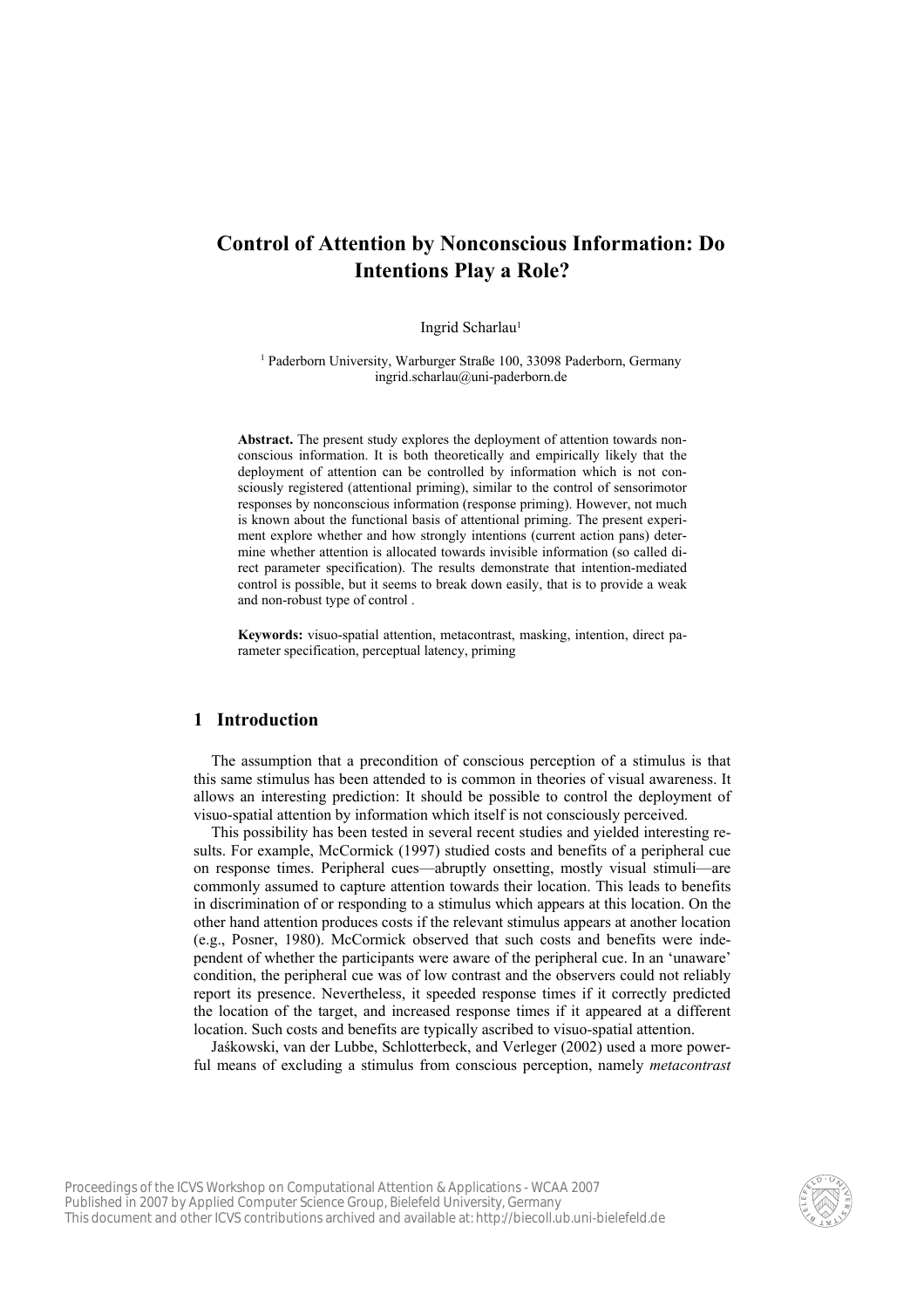# Control of Attention by Nonconscious Information: Do Intentions Play a Role?

Ingrid Scharlau[1]

[1] Paderborn University, Warburger Straße 100, 33098 Paderborn, Germany
ingrid.scharlau@uni-paderborn.de

**Abstract.** The present study explores the deployment of attention towards non-conscious information. It is both theoretically and empirically likely that the deployment of attention can be controlled by information which is not consciously registered (attentional priming), similar to the control of sensorimotor responses by nonconscious information (response priming). However, not much is known about the functional basis of attentional priming. The present experiment explore whether and how strongly intentions (current action pans) determine whether attention is allocated towards invisible information (so called direct parameter specification). The results demonstrate that intention-mediated control is possible, but it seems to break down easily, that is to provide a weak and non-robust type of control .

**Keywords:** visuo-spatial attention, metacontrast, masking, intention, direct parameter specification, perceptual latency, priming

## 1 Introduction

The assumption that a precondition of conscious perception of a stimulus is that this same stimulus has been attended to is common in theories of visual awareness. It allows an interesting prediction: It should be possible to control the deployment of visuo-spatial attention by information which itself is not consciously perceived.

This possibility has been tested in several recent studies and yielded interesting results. For example, McCormick (1997) studied costs and benefits of a peripheral cue on response times. Peripheral cues—abruptly onsetting, mostly visual stimuli—are commonly assumed to capture attention towards their location. This leads to benefits in discrimination of or responding to a stimulus which appears at this location. On the other hand attention produces costs if the relevant stimulus appears at another location (e.g., Posner, 1980). McCormick observed that such costs and benefits were independent of whether the participants were aware of the peripheral cue. In an 'unaware' condition, the peripheral cue was of low contrast and the observers could not reliably report its presence. Nevertheless, it speeded response times if it correctly predicted the location of the target, and increased response times if it appeared at a different location. Such costs and benefits are typically ascribed to visuo-spatial attention.

Jaśkowski, van der Lubbe, Schlotterbeck, and Verleger (2002) used a more powerful means of excluding a stimulus from conscious perception, namely *metacontrast*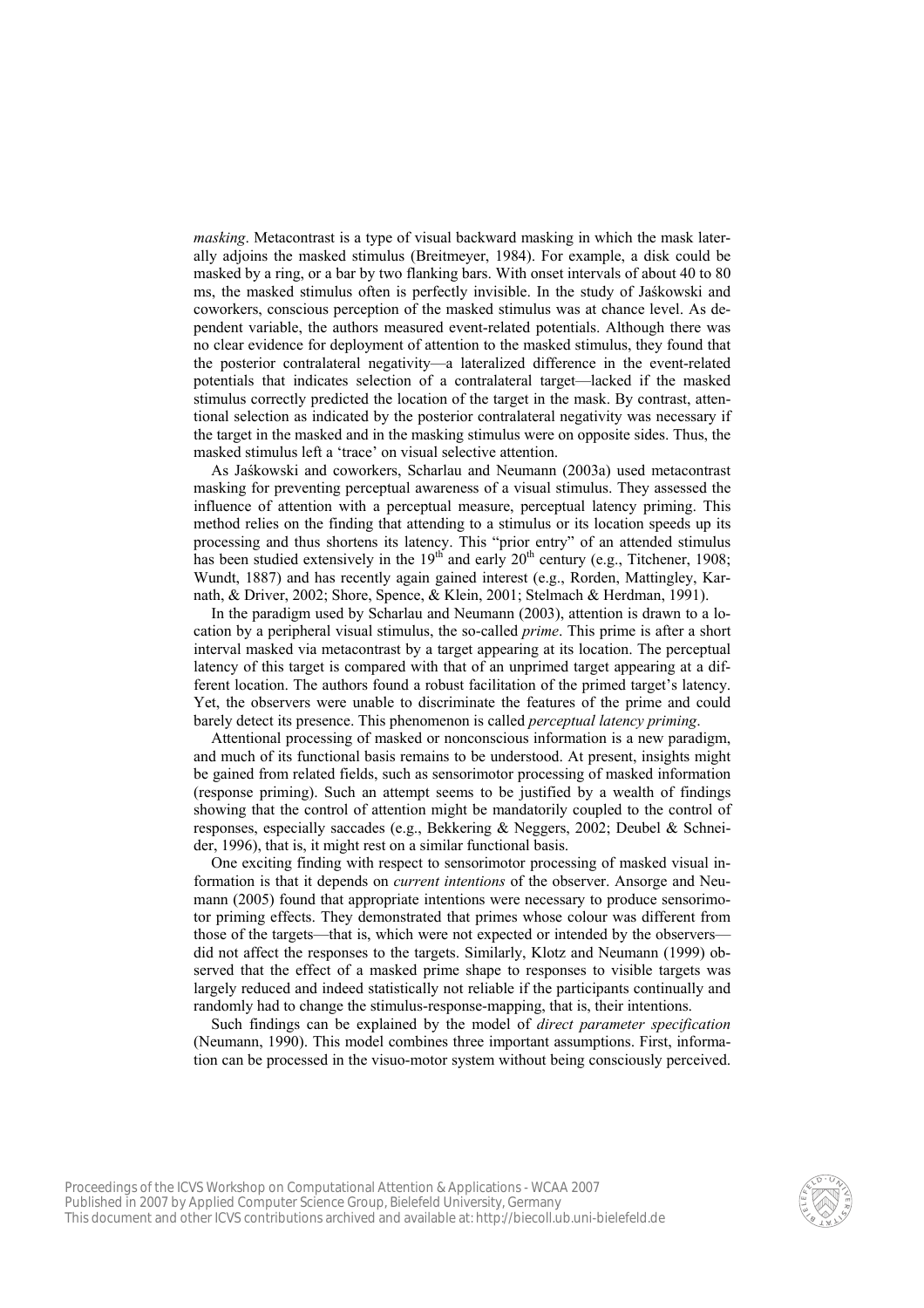*masking*. Metacontrast is a type of visual backward masking in which the mask laterally adjoins the masked stimulus (Breitmeyer, 1984). For example, a disk could be masked by a ring, or a bar by two flanking bars. With onset intervals of about 40 to 80 ms, the masked stimulus often is perfectly invisible. In the study of Jaśkowski and coworkers, conscious perception of the masked stimulus was at chance level. As dependent variable, the authors measured event-related potentials. Although there was no clear evidence for deployment of attention to the masked stimulus, they found that the posterior contralateral negativity—a lateralized difference in the event-related potentials that indicates selection of a contralateral target—lacked if the masked stimulus correctly predicted the location of the target in the mask. By contrast, attentional selection as indicated by the posterior contralateral negativity was necessary if the target in the masked and in the masking stimulus were on opposite sides. Thus, the masked stimulus left a 'trace' on visual selective attention.

As Jaśkowski and coworkers, Scharlau and Neumann (2003a) used metacontrast masking for preventing perceptual awareness of a visual stimulus. They assessed the influence of attention with a perceptual measure, perceptual latency priming. This method relies on the finding that attending to a stimulus or its location speeds up its processing and thus shortens its latency. This "prior entry" of an attended stimulus has been studied extensively in the 19th and early 20th century (e.g., Titchener, 1908; Wundt, 1887) and has recently again gained interest (e.g., Rorden, Mattingley, Karnath, & Driver, 2002; Shore, Spence, & Klein, 2001; Stelmach & Herdman, 1991).

In the paradigm used by Scharlau and Neumann (2003), attention is drawn to a location by a peripheral visual stimulus, the so-called *prime*. This prime is after a short interval masked via metacontrast by a target appearing at its location. The perceptual latency of this target is compared with that of an unprimed target appearing at a different location. The authors found a robust facilitation of the primed target's latency. Yet, the observers were unable to discriminate the features of the prime and could barely detect its presence. This phenomenon is called *perceptual latency priming*.

Attentional processing of masked or nonconscious information is a new paradigm, and much of its functional basis remains to be understood. At present, insights might be gained from related fields, such as sensorimotor processing of masked information (response priming). Such an attempt seems to be justified by a wealth of findings showing that the control of attention might be mandatorily coupled to the control of responses, especially saccades (e.g., Bekkering & Neggers, 2002; Deubel & Schneider, 1996), that is, it might rest on a similar functional basis.

One exciting finding with respect to sensorimotor processing of masked visual information is that it depends on *current intentions* of the observer. Ansorge and Neumann (2005) found that appropriate intentions were necessary to produce sensorimotor priming effects. They demonstrated that primes whose colour was different from those of the targets—that is, which were not expected or intended by the observers—did not affect the responses to the targets. Similarly, Klotz and Neumann (1999) observed that the effect of a masked prime shape to responses to visible targets was largely reduced and indeed statistically not reliable if the participants continually and randomly had to change the stimulus-response-mapping, that is, their intentions.

Such findings can be explained by the model of *direct parameter specification* (Neumann, 1990). This model combines three important assumptions. First, information can be processed in the visuo-motor system without being consciously perceived.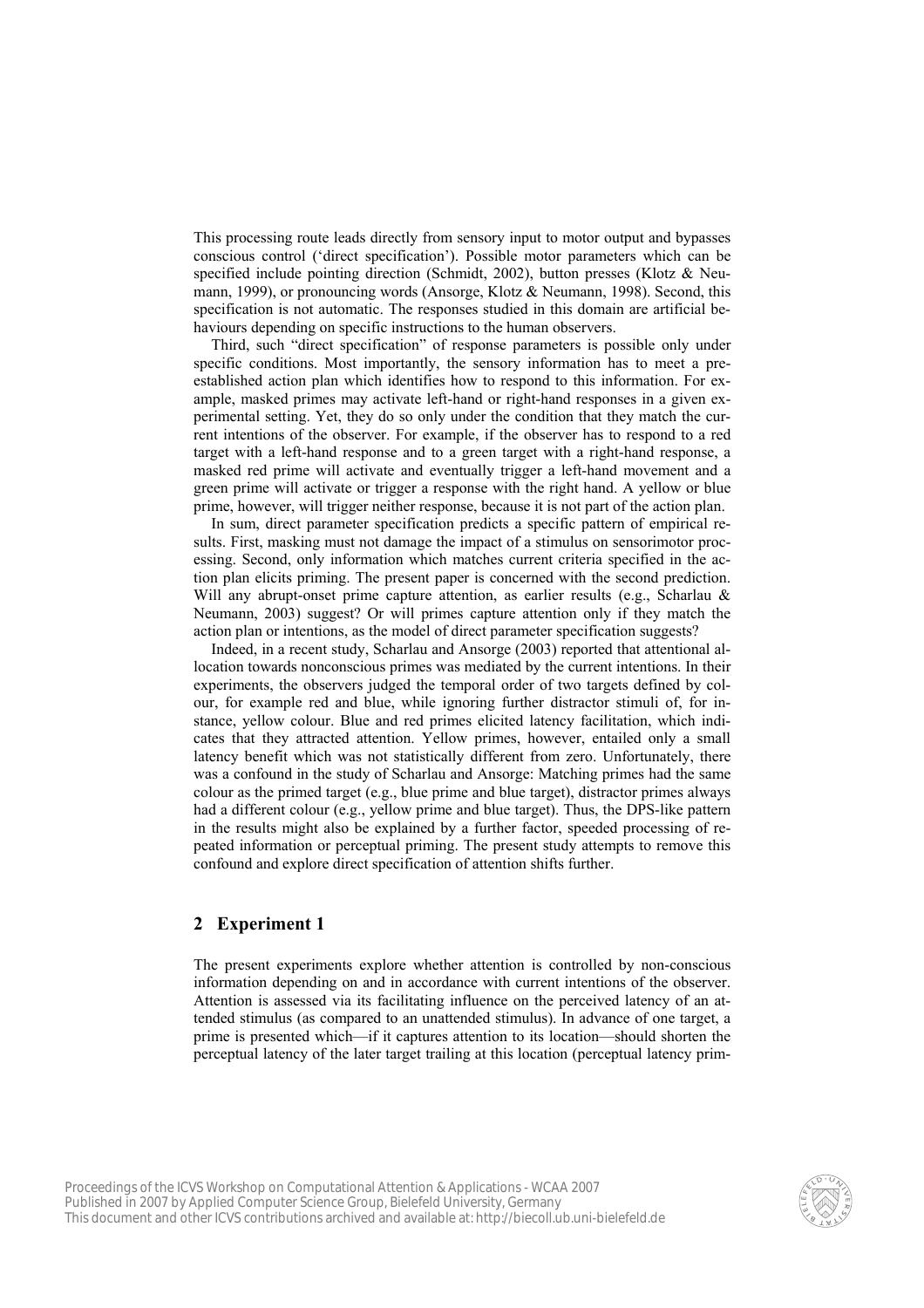This processing route leads directly from sensory input to motor output and bypasses conscious control ('direct specification'). Possible motor parameters which can be specified include pointing direction (Schmidt, 2002), button presses (Klotz & Neumann, 1999), or pronouncing words (Ansorge, Klotz & Neumann, 1998). Second, this specification is not automatic. The responses studied in this domain are artificial behaviours depending on specific instructions to the human observers.

Third, such "direct specification" of response parameters is possible only under specific conditions. Most importantly, the sensory information has to meet a pre-established action plan which identifies how to respond to this information. For example, masked primes may activate left-hand or right-hand responses in a given experimental setting. Yet, they do so only under the condition that they match the current intentions of the observer. For example, if the observer has to respond to a red target with a left-hand response and to a green target with a right-hand response, a masked red prime will activate and eventually trigger a left-hand movement and a green prime will activate or trigger a response with the right hand. A yellow or blue prime, however, will trigger neither response, because it is not part of the action plan.

In sum, direct parameter specification predicts a specific pattern of empirical results. First, masking must not damage the impact of a stimulus on sensorimotor processing. Second, only information which matches current criteria specified in the action plan elicits priming. The present paper is concerned with the second prediction. Will any abrupt-onset prime capture attention, as earlier results (e.g., Scharlau & Neumann, 2003) suggest? Or will primes capture attention only if they match the action plan or intentions, as the model of direct parameter specification suggests?

Indeed, in a recent study, Scharlau and Ansorge (2003) reported that attentional allocation towards nonconscious primes was mediated by the current intentions. In their experiments, the observers judged the temporal order of two targets defined by colour, for example red and blue, while ignoring further distractor stimuli of, for instance, yellow colour. Blue and red primes elicited latency facilitation, which indicates that they attracted attention. Yellow primes, however, entailed only a small latency benefit which was not statistically different from zero. Unfortunately, there was a confound in the study of Scharlau and Ansorge: Matching primes had the same colour as the primed target (e.g., blue prime and blue target), distractor primes always had a different colour (e.g., yellow prime and blue target). Thus, the DPS-like pattern in the results might also be explained by a further factor, speeded processing of repeated information or perceptual priming. The present study attempts to remove this confound and explore direct specification of attention shifts further.

## 2 Experiment 1

The present experiments explore whether attention is controlled by non-conscious information depending on and in accordance with current intentions of the observer. Attention is assessed via its facilitating influence on the perceived latency of an attended stimulus (as compared to an unattended stimulus). In advance of one target, a prime is presented which—if it captures attention to its location—should shorten the perceptual latency of the later target trailing at this location (perceptual latency prim-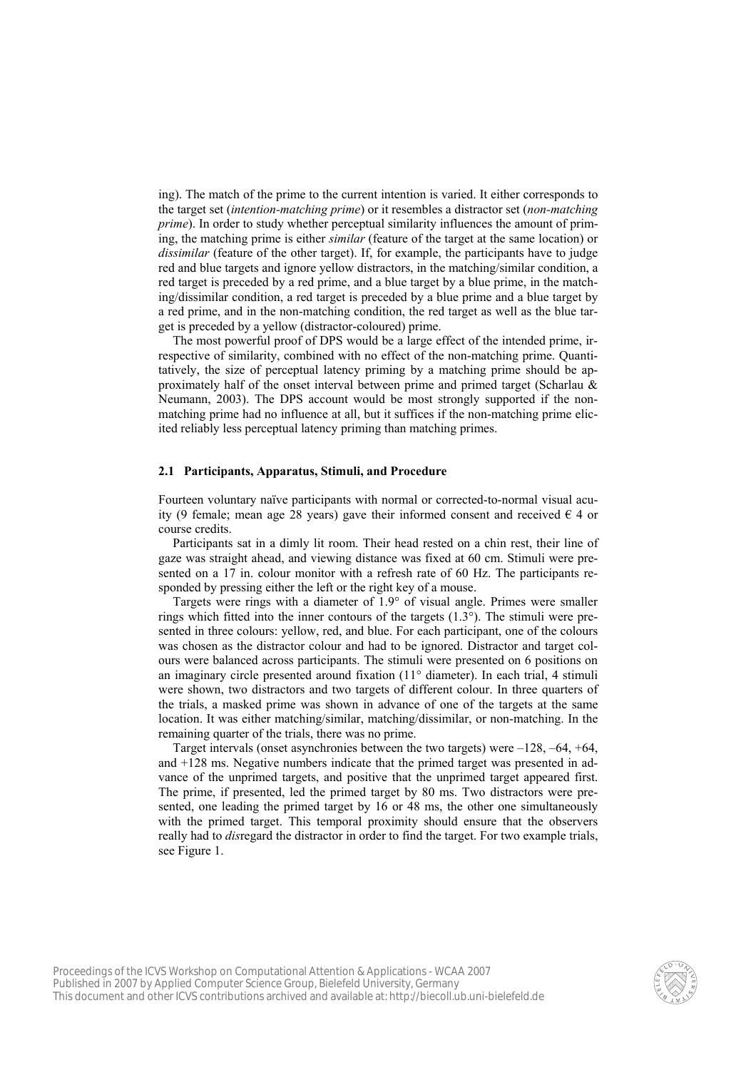ing). The match of the prime to the current intention is varied. It either corresponds to the target set (*intention-matching prime*) or it resembles a distractor set (*non-matching prime*). In order to study whether perceptual similarity influences the amount of priming, the matching prime is either *similar* (feature of the target at the same location) or *dissimilar* (feature of the other target). If, for example, the participants have to judge red and blue targets and ignore yellow distractors, in the matching/similar condition, a red target is preceded by a red prime, and a blue target by a blue prime, in the matching/dissimilar condition, a red target is preceded by a blue prime and a blue target by a red prime, and in the non-matching condition, the red target as well as the blue target is preceded by a yellow (distractor-coloured) prime.

The most powerful proof of DPS would be a large effect of the intended prime, irrespective of similarity, combined with no effect of the non-matching prime. Quantitatively, the size of perceptual latency priming by a matching prime should be approximately half of the onset interval between prime and primed target (Scharlau & Neumann, 2003). The DPS account would be most strongly supported if the non-matching prime had no influence at all, but it suffices if the non-matching prime elicited reliably less perceptual latency priming than matching primes.

### 2.1 Participants, Apparatus, Stimuli, and Procedure

Fourteen voluntary naïve participants with normal or corrected-to-normal visual acuity (9 female; mean age 28 years) gave their informed consent and received € 4 or course credits.

Participants sat in a dimly lit room. Their head rested on a chin rest, their line of gaze was straight ahead, and viewing distance was fixed at 60 cm. Stimuli were presented on a 17 in. colour monitor with a refresh rate of 60 Hz. The participants responded by pressing either the left or the right key of a mouse.

Targets were rings with a diameter of 1.9° of visual angle. Primes were smaller rings which fitted into the inner contours of the targets (1.3°). The stimuli were presented in three colours: yellow, red, and blue. For each participant, one of the colours was chosen as the distractor colour and had to be ignored. Distractor and target colours were balanced across participants. The stimuli were presented on 6 positions on an imaginary circle presented around fixation (11° diameter). In each trial, 4 stimuli were shown, two distractors and two targets of different colour. In three quarters of the trials, a masked prime was shown in advance of one of the targets at the same location. It was either matching/similar, matching/dissimilar, or non-matching. In the remaining quarter of the trials, there was no prime.

Target intervals (onset asynchronies between the two targets) were –128, –64, +64, and +128 ms. Negative numbers indicate that the primed target was presented in advance of the unprimed targets, and positive that the unprimed target appeared first. The prime, if presented, led the primed target by 80 ms. Two distractors were presented, one leading the primed target by 16 or 48 ms, the other one simultaneously with the primed target. This temporal proximity should ensure that the observers really had to *dis*regard the distractor in order to find the target. For two example trials, see Figure 1.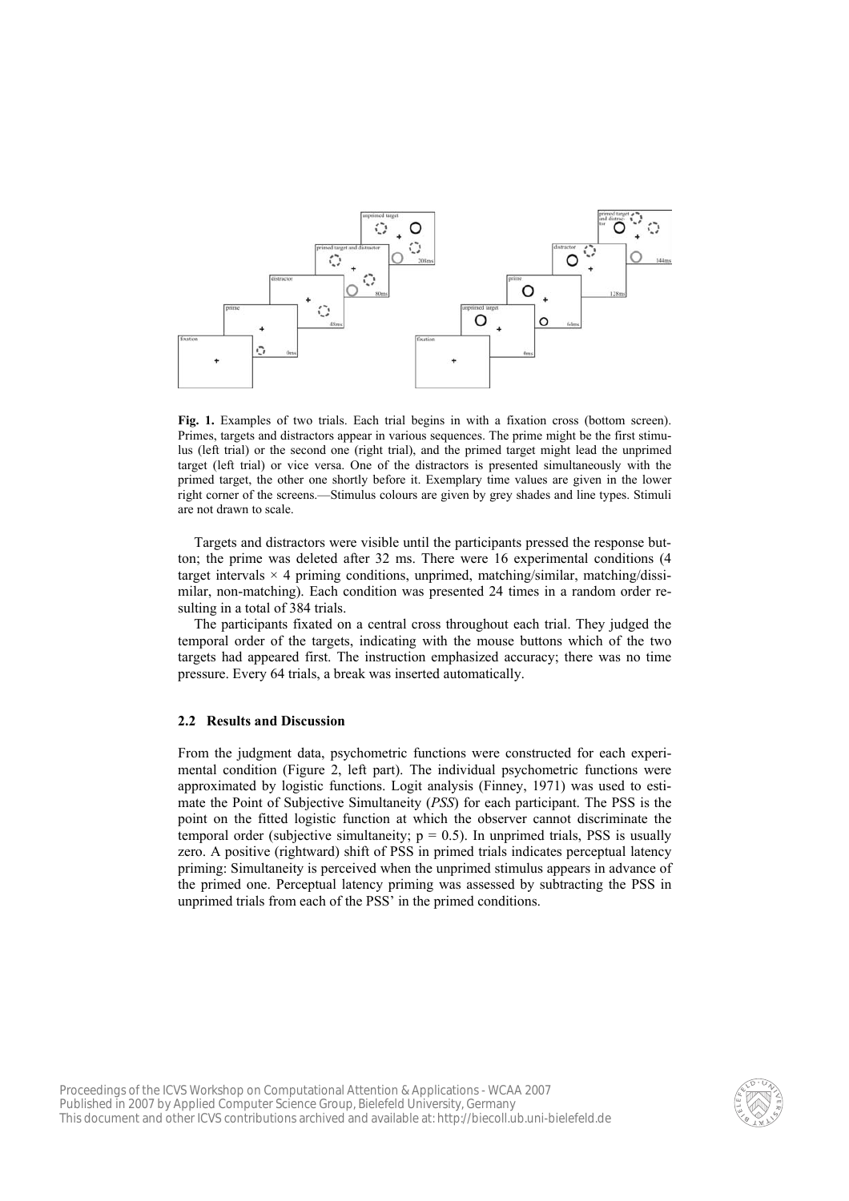**Fig. 1.** Examples of two trials. Each trial begins in with a fixation cross (bottom screen). Primes, targets and distractors appear in various sequences. The prime might be the first stimulus (left trial) or the second one (right trial), and the primed target might lead the unprimed target (left trial) or vice versa. One of the distractors is presented simultaneously with the primed target, the other one shortly before it. Exemplary time values are given in the lower right corner of the screens.—Stimulus colours are given by grey shades and line types. Stimuli are not drawn to scale.

Targets and distractors were visible until the participants pressed the response button; the prime was deleted after 32 ms. There were 16 experimental conditions (4 target intervals × 4 priming conditions, unprimed, matching/similar, matching/dissimilar, non-matching). Each condition was presented 24 times in a random order resulting in a total of 384 trials.

The participants fixated on a central cross throughout each trial. They judged the temporal order of the targets, indicating with the mouse buttons which of the two targets had appeared first. The instruction emphasized accuracy; there was no time pressure. Every 64 trials, a break was inserted automatically.

### 2.2 Results and Discussion

From the judgment data, psychometric functions were constructed for each experimental condition (Figure 2, left part). The individual psychometric functions were approximated by logistic functions. Logit analysis (Finney, 1971) was used to estimate the Point of Subjective Simultaneity (*PSS*) for each participant. The PSS is the point on the fitted logistic function at which the observer cannot discriminate the temporal order (subjective simultaneity; $p = 0.5$). In unprimed trials, PSS is usually zero. A positive (rightward) shift of PSS in primed trials indicates perceptual latency priming: Simultaneity is perceived when the unprimed stimulus appears in advance of the primed one. Perceptual latency priming was assessed by subtracting the PSS in unprimed trials from each of the PSS' in the primed conditions.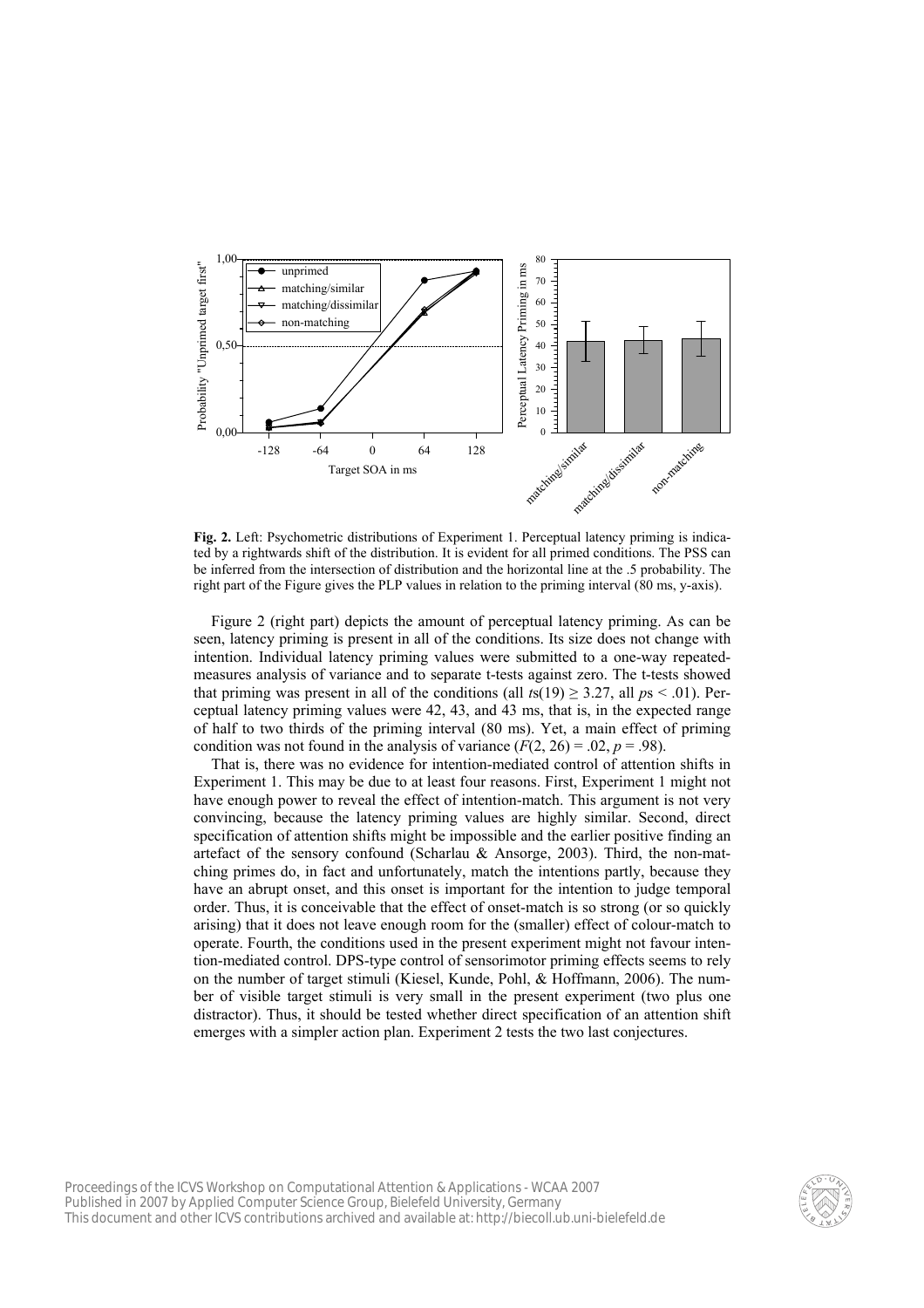**Fig. 2.** Left: Psychometric distributions of Experiment 1. Perceptual latency priming is indicated by a rightwards shift of the distribution. It is evident for all primed conditions. The PSS can be inferred from the intersection of distribution and the horizontal line at the .5 probability. The right part of the Figure gives the PLP values in relation to the priming interval (80 ms, y-axis).

Figure 2 (right part) depicts the amount of perceptual latency priming. As can be seen, latency priming is present in all of the conditions. Its size does not change with intention. Individual latency priming values were submitted to a one-way repeated-measures analysis of variance and to separate t-tests against zero. The t-tests showed that priming was present in all of the conditions (all $ts(19) \geq 3.27$, all $ps < .01$). Perceptual latency priming values were 42, 43, and 43 ms, that is, in the expected range of half to two thirds of the priming interval (80 ms). Yet, a main effect of priming condition was not found in the analysis of variance ($F(2, 26) = .02$, $p = .98$).

That is, there was no evidence for intention-mediated control of attention shifts in Experiment 1. This may be due to at least four reasons. First, Experiment 1 might not have enough power to reveal the effect of intention-match. This argument is not very convincing, because the latency priming values are highly similar. Second, direct specification of attention shifts might be impossible and the earlier positive finding an artefact of the sensory confound (Scharlau & Ansorge, 2003). Third, the non-matching primes do, in fact and unfortunately, match the intentions partly, because they have an abrupt onset, and this onset is important for the intention to judge temporal order. Thus, it is conceivable that the effect of onset-match is so strong (or so quickly arising) that it does not leave enough room for the (smaller) effect of colour-match to operate. Fourth, the conditions used in the present experiment might not favour intention-mediated control. DPS-type control of sensorimotor priming effects seems to rely on the number of target stimuli (Kiesel, Kunde, Pohl, & Hoffmann, 2006). The number of visible target stimuli is very small in the present experiment (two plus one distractor). Thus, it should be tested whether direct specification of an attention shift emerges with a simpler action plan. Experiment 2 tests the two last conjectures.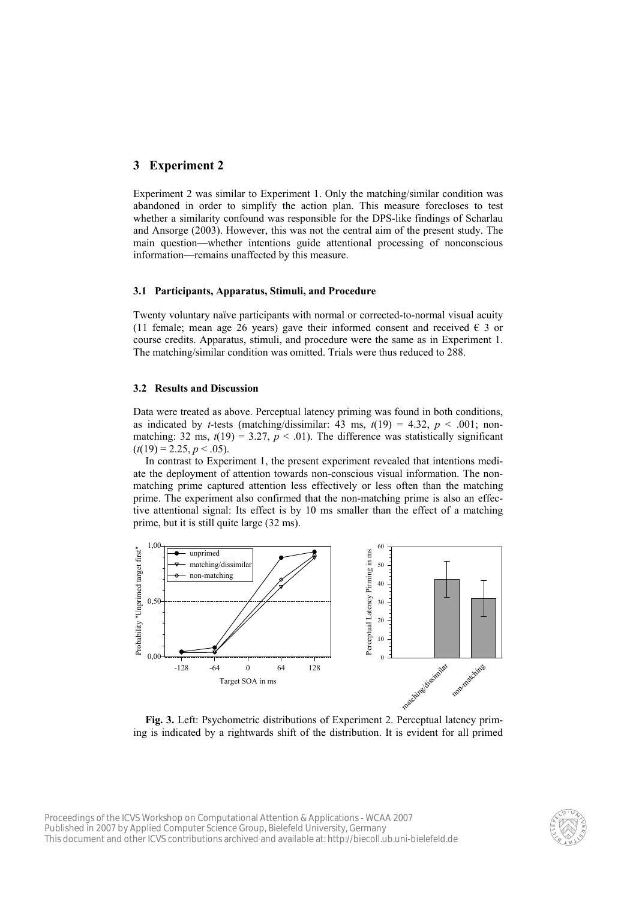## 3 Experiment 2

Experiment 2 was similar to Experiment 1. Only the matching/similar condition was abandoned in order to simplify the action plan. This measure forecloses to test whether a similarity confound was responsible for the DPS-like findings of Scharlau and Ansorge (2003). However, this was not the central aim of the present study. The main question—whether intentions guide attentional processing of nonconscious information—remains unaffected by this measure.

### 3.1 Participants, Apparatus, Stimuli, and Procedure

Twenty voluntary naïve participants with normal or corrected-to-normal visual acuity (11 female; mean age 26 years) gave their informed consent and received € 3 or course credits. Apparatus, stimuli, and procedure were the same as in Experiment 1. The matching/similar condition was omitted. Trials were thus reduced to 288.

### 3.2 Results and Discussion

Data were treated as above. Perceptual latency priming was found in both conditions, as indicated by *t*-tests (matching/dissimilar: 43 ms, $t(19) = 4.32$, $p < .001$; non-matching: 32 ms, $t(19) = 3.27$, $p < .01$). The difference was statistically significant ($t(19) = 2.25$, $p < .05$).

In contrast to Experiment 1, the present experiment revealed that intentions mediate the deployment of attention towards non-conscious visual information. The non-matching prime captured attention less effectively or less often than the matching prime. The experiment also confirmed that the non-matching prime is also an effective attentional signal: Its effect is by 10 ms smaller than the effect of a matching prime, but it is still quite large (32 ms).

**Fig. 3.** Left: Psychometric distributions of Experiment 2. Perceptual latency priming is indicated by a rightwards shift of the distribution. It is evident for all primed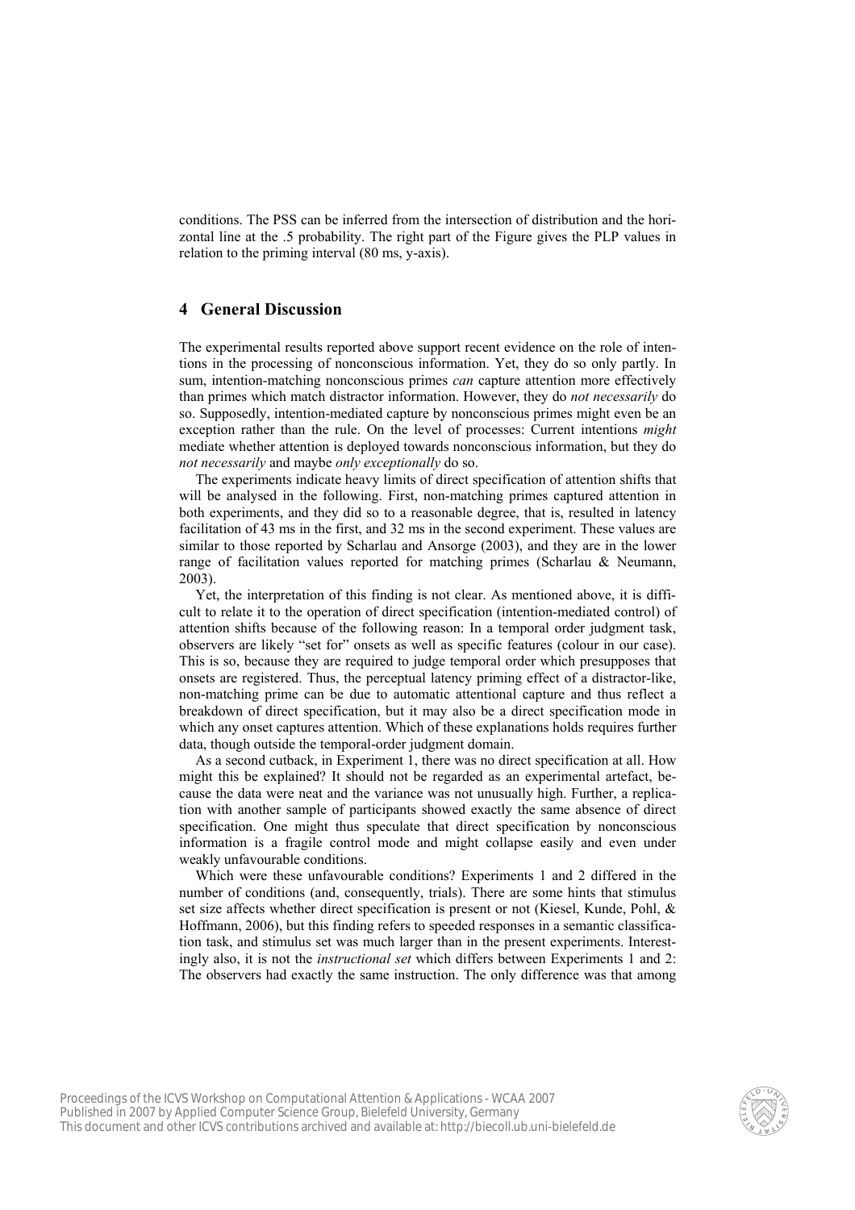conditions. The PSS can be inferred from the intersection of distribution and the horizontal line at the .5 probability. The right part of the Figure gives the PLP values in relation to the priming interval (80 ms, y-axis).

## 4 General Discussion

The experimental results reported above support recent evidence on the role of intentions in the processing of nonconscious information. Yet, they do so only partly. In sum, intention-matching nonconscious primes *can* capture attention more effectively than primes which match distractor information. However, they do *not necessarily* do so. Supposedly, intention-mediated capture by nonconscious primes might even be an exception rather than the rule. On the level of processes: Current intentions *might* mediate whether attention is deployed towards nonconscious information, but they do *not necessarily* and maybe *only exceptionally* do so.

The experiments indicate heavy limits of direct specification of attention shifts that will be analysed in the following. First, non-matching primes captured attention in both experiments, and they did so to a reasonable degree, that is, resulted in latency facilitation of 43 ms in the first, and 32 ms in the second experiment. These values are similar to those reported by Scharlau and Ansorge (2003), and they are in the lower range of facilitation values reported for matching primes (Scharlau & Neumann, 2003).

Yet, the interpretation of this finding is not clear. As mentioned above, it is difficult to relate it to the operation of direct specification (intention-mediated control) of attention shifts because of the following reason: In a temporal order judgment task, observers are likely "set for" onsets as well as specific features (colour in our case). This is so, because they are required to judge temporal order which presupposes that onsets are registered. Thus, the perceptual latency priming effect of a distractor-like, non-matching prime can be due to automatic attentional capture and thus reflect a breakdown of direct specification, but it may also be a direct specification mode in which any onset captures attention. Which of these explanations holds requires further data, though outside the temporal-order judgment domain.

As a second cutback, in Experiment 1, there was no direct specification at all. How might this be explained? It should not be regarded as an experimental artefact, because the data were neat and the variance was not unusually high. Further, a replication with another sample of participants showed exactly the same absence of direct specification. One might thus speculate that direct specification by nonconscious information is a fragile control mode and might collapse easily and even under weakly unfavourable conditions.

Which were these unfavourable conditions? Experiments 1 and 2 differed in the number of conditions (and, consequently, trials). There are some hints that stimulus set size affects whether direct specification is present or not (Kiesel, Kunde, Pohl, & Hoffmann, 2006), but this finding refers to speeded responses in a semantic classification task, and stimulus set was much larger than in the present experiments. Interestingly also, it is not the *instructional set* which differs between Experiments 1 and 2: The observers had exactly the same instruction. The only difference was that among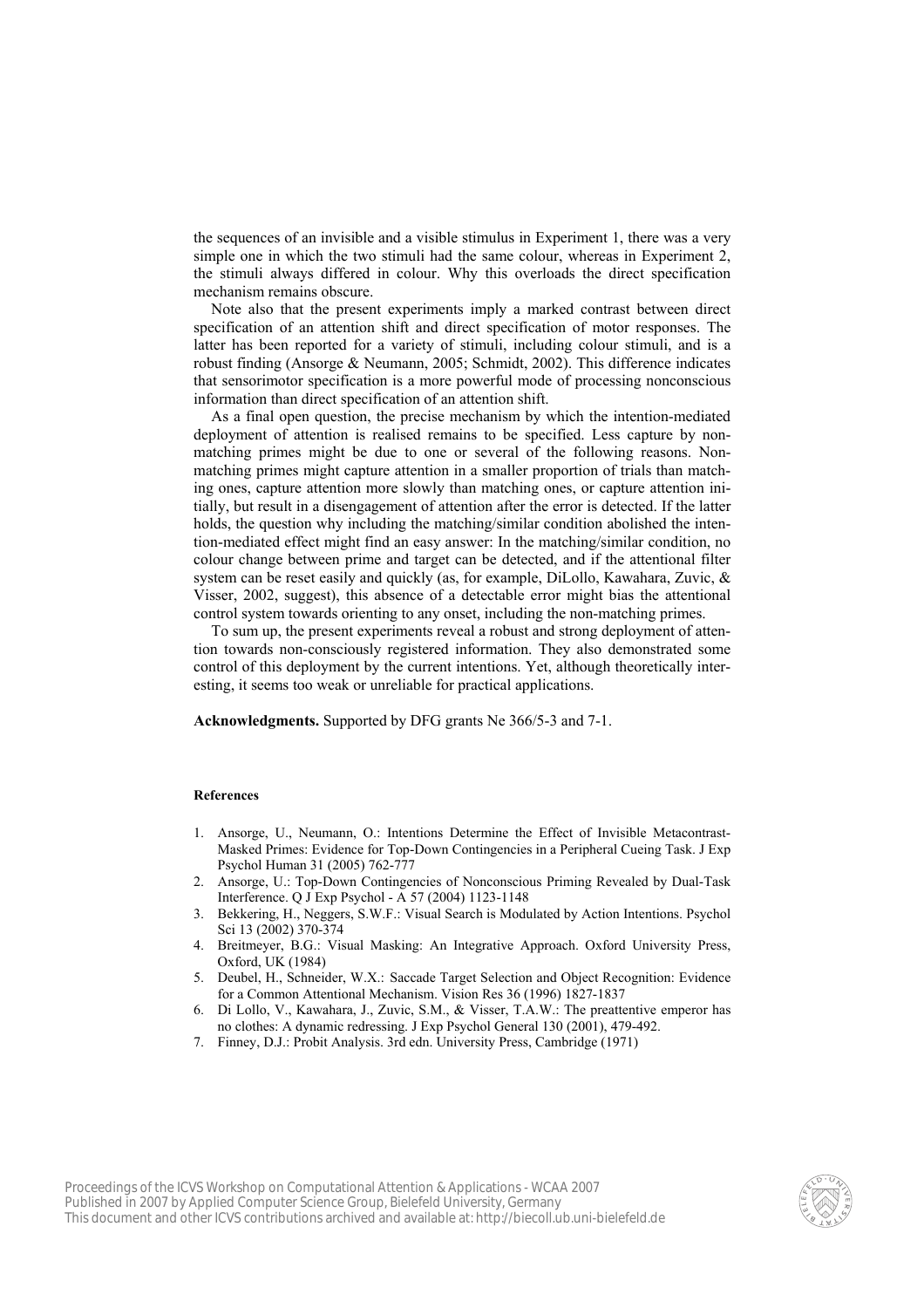the sequences of an invisible and a visible stimulus in Experiment 1, there was a very simple one in which the two stimuli had the same colour, whereas in Experiment 2, the stimuli always differed in colour. Why this overloads the direct specification mechanism remains obscure.

Note also that the present experiments imply a marked contrast between direct specification of an attention shift and direct specification of motor responses. The latter has been reported for a variety of stimuli, including colour stimuli, and is a robust finding (Ansorge & Neumann, 2005; Schmidt, 2002). This difference indicates that sensorimotor specification is a more powerful mode of processing nonconscious information than direct specification of an attention shift.

As a final open question, the precise mechanism by which the intention-mediated deployment of attention is realised remains to be specified. Less capture by non-matching primes might be due to one or several of the following reasons. Non-matching primes might capture attention in a smaller proportion of trials than matching ones, capture attention more slowly than matching ones, or capture attention initially, but result in a disengagement of attention after the error is detected. If the latter holds, the question why including the matching/similar condition abolished the intention-mediated effect might find an easy answer: In the matching/similar condition, no colour change between prime and target can be detected, and if the attentional filter system can be reset easily and quickly (as, for example, DiLollo, Kawahara, Zuvic, & Visser, 2002, suggest), this absence of a detectable error might bias the attentional control system towards orienting to any onset, including the non-matching primes.

To sum up, the present experiments reveal a robust and strong deployment of attention towards non-consciously registered information. They also demonstrated some control of this deployment by the current intentions. Yet, although theoretically interesting, it seems too weak or unreliable for practical applications.

**Acknowledgments.** Supported by DFG grants Ne 366/5-3 and 7-1.

### References

1. Ansorge, U., Neumann, O.: Intentions Determine the Effect of Invisible Metacontrast-Masked Primes: Evidence for Top-Down Contingencies in a Peripheral Cueing Task. J Exp Psychol Human 31 (2005) 762-777
2. Ansorge, U.: Top-Down Contingencies of Nonconscious Priming Revealed by Dual-Task Interference. Q J Exp Psychol - A 57 (2004) 1123-1148
3. Bekkering, H., Neggers, S.W.F.: Visual Search is Modulated by Action Intentions. Psychol Sci 13 (2002) 370-374
4. Breitmeyer, B.G.: Visual Masking: An Integrative Approach. Oxford University Press, Oxford, UK (1984)
5. Deubel, H., Schneider, W.X.: Saccade Target Selection and Object Recognition: Evidence for a Common Attentional Mechanism. Vision Res 36 (1996) 1827-1837
6. Di Lollo, V., Kawahara, J., Zuvic, S.M., & Visser, T.A.W.: The preattentive emperor has no clothes: A dynamic redressing. J Exp Psychol General 130 (2001), 479-492.
7. Finney, D.J.: Probit Analysis. 3rd edn. University Press, Cambridge (1971)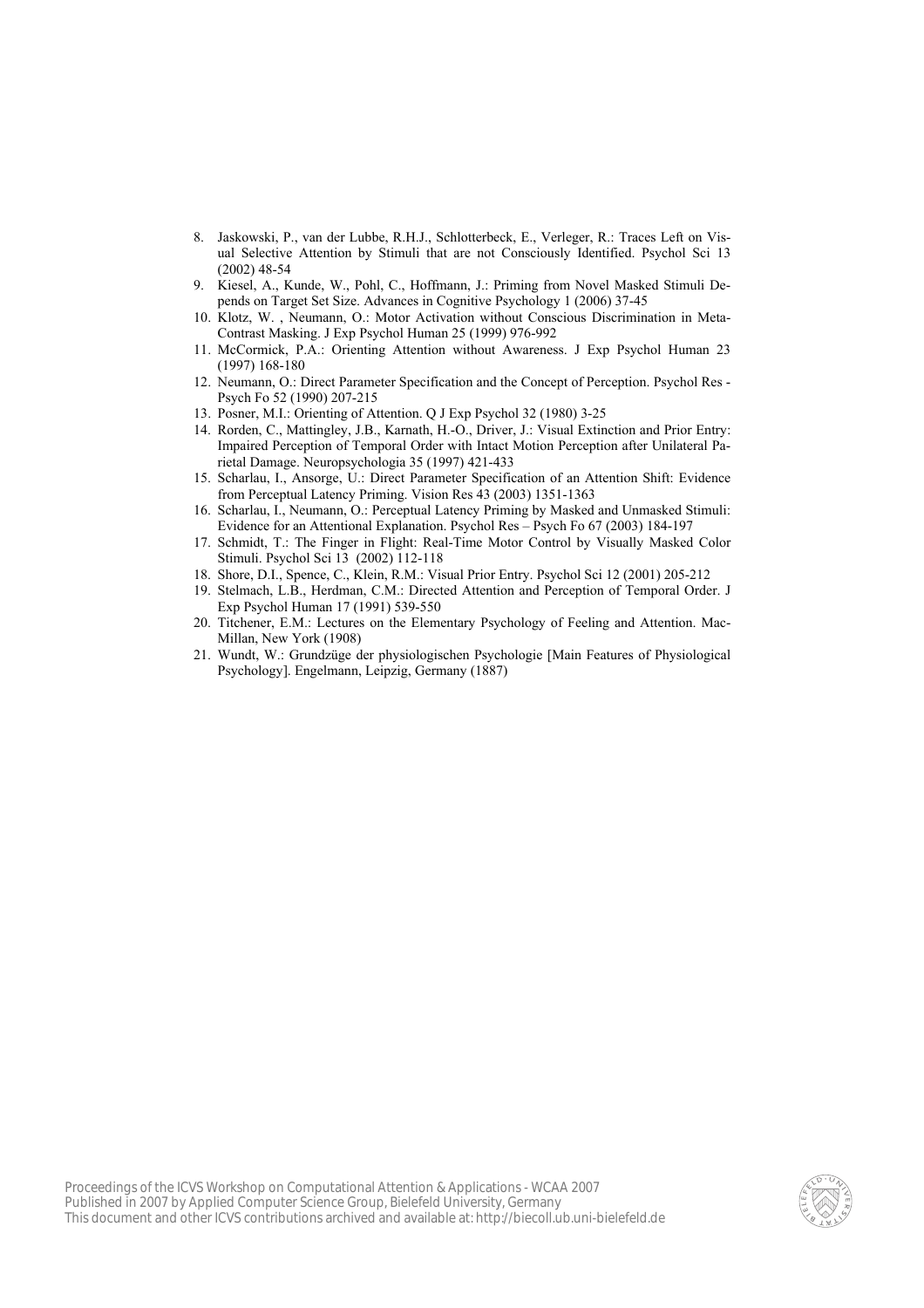8. Jaskowski, P., van der Lubbe, R.H.J., Schlotterbeck, E., Verleger, R.: Traces Left on Visual Selective Attention by Stimuli that are not Consciously Identified. Psychol Sci 13 (2002) 48-54
9. Kiesel, A., Kunde, W., Pohl, C., Hoffmann, J.: Priming from Novel Masked Stimuli Depends on Target Set Size. Advances in Cognitive Psychology 1 (2006) 37-45
10. Klotz, W. , Neumann, O.: Motor Activation without Conscious Discrimination in Meta-Contrast Masking. J Exp Psychol Human 25 (1999) 976-992
11. McCormick, P.A.: Orienting Attention without Awareness. J Exp Psychol Human 23 (1997) 168-180
12. Neumann, O.: Direct Parameter Specification and the Concept of Perception. Psychol Res - Psych Fo 52 (1990) 207-215
13. Posner, M.I.: Orienting of Attention. Q J Exp Psychol 32 (1980) 3-25
14. Rorden, C., Mattingley, J.B., Karnath, H.-O., Driver, J.: Visual Extinction and Prior Entry: Impaired Perception of Temporal Order with Intact Motion Perception after Unilateral Parietal Damage. Neuropsychologia 35 (1997) 421-433
15. Scharlau, I., Ansorge, U.: Direct Parameter Specification of an Attention Shift: Evidence from Perceptual Latency Priming. Vision Res 43 (2003) 1351-1363
16. Scharlau, I., Neumann, O.: Perceptual Latency Priming by Masked and Unmasked Stimuli: Evidence for an Attentional Explanation. Psychol Res – Psych Fo 67 (2003) 184-197
17. Schmidt, T.: The Finger in Flight: Real-Time Motor Control by Visually Masked Color Stimuli. Psychol Sci 13 (2002) 112-118
18. Shore, D.I., Spence, C., Klein, R.M.: Visual Prior Entry. Psychol Sci 12 (2001) 205-212
19. Stelmach, L.B., Herdman, C.M.: Directed Attention and Perception of Temporal Order. J Exp Psychol Human 17 (1991) 539-550
20. Titchener, E.M.: Lectures on the Elementary Psychology of Feeling and Attention. MacMillan, New York (1908)
21. Wundt, W.: Grundzüge der physiologischen Psychologie [Main Features of Physiological Psychology]. Engelmann, Leipzig, Germany (1887)